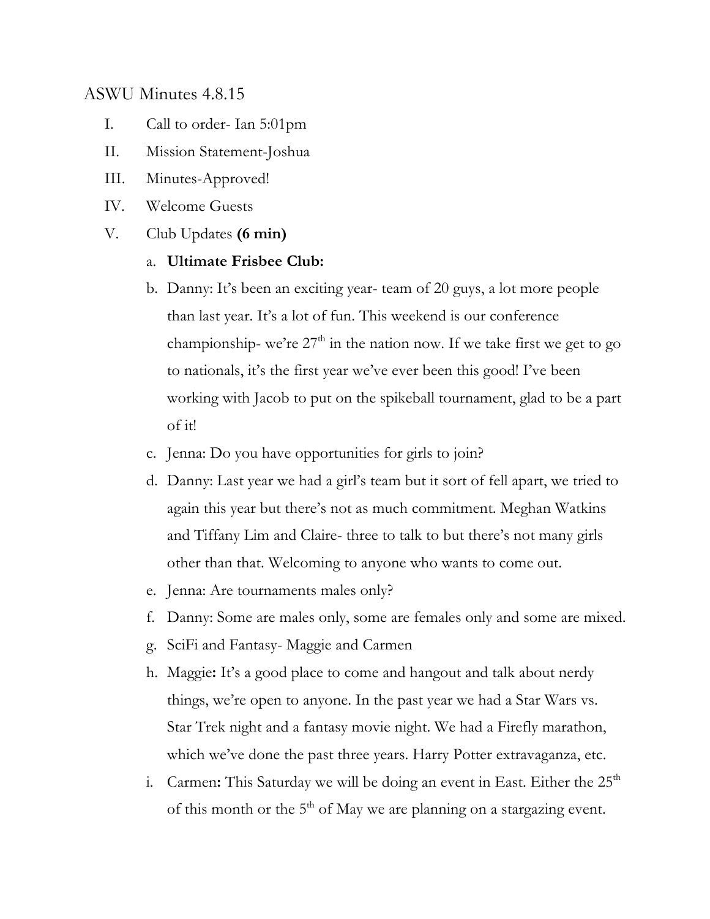ASWU Minutes 4.8.15

I. Call to order- Ian 5:01pm
II. Mission Statement-Joshua
III. Minutes-Approved!
IV. Welcome Guests
V. Club Updates **(6 min)**
   a. **Ultimate Frisbee Club:**
   b. Danny: It's been an exciting year- team of 20 guys, a lot more people than last year. It's a lot of fun. This weekend is our conference championship- we're 27th in the nation now. If we take first we get to go to nationals, it's the first year we've ever been this good! I've been working with Jacob to put on the spikeball tournament, glad to be a part of it!
   c. Jenna: Do you have opportunities for girls to join?
   d. Danny: Last year we had a girl's team but it sort of fell apart, we tried to again this year but there's not as much commitment. Meghan Watkins and Tiffany Lim and Claire- three to talk to but there's not many girls other than that. Welcoming to anyone who wants to come out.
   e. Jenna: Are tournaments males only?
   f. Danny: Some are males only, some are females only and some are mixed.
   g. SciFi and Fantasy- Maggie and Carmen
   h. Maggie**:** It's a good place to come and hangout and talk about nerdy things, we're open to anyone. In the past year we had a Star Wars vs. Star Trek night and a fantasy movie night. We had a Firefly marathon, which we've done the past three years. Harry Potter extravaganza, etc.
   i. Carmen**:** This Saturday we will be doing an event in East. Either the 25th of this month or the 5th of May we are planning on a stargazing event.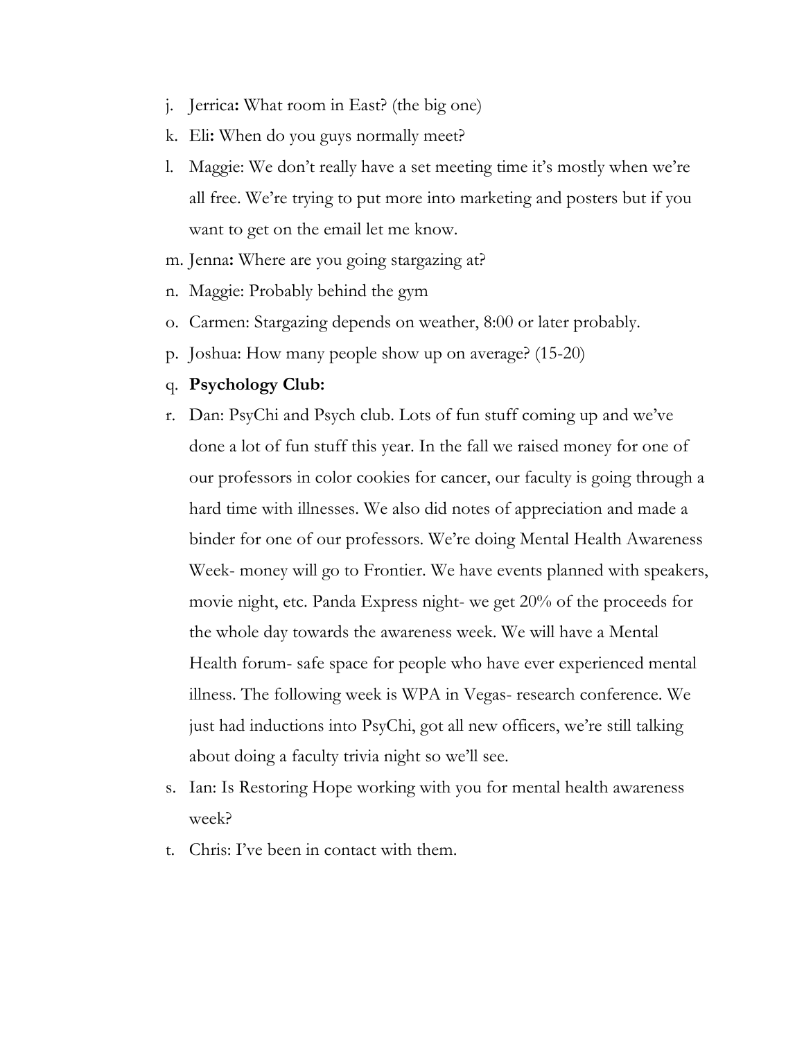j. Jerrica**:** What room in East? (the big one)

k. Eli**:** When do you guys normally meet?

l. Maggie: We don't really have a set meeting time it's mostly when we're all free. We're trying to put more into marketing and posters but if you want to get on the email let me know.

m. Jenna**:** Where are you going stargazing at?

n. Maggie: Probably behind the gym

o. Carmen: Stargazing depends on weather, 8:00 or later probably.

p. Joshua: How many people show up on average? (15-20)

q. **Psychology Club:**

r. Dan: PsyChi and Psych club. Lots of fun stuff coming up and we've done a lot of fun stuff this year. In the fall we raised money for one of our professors in color cookies for cancer, our faculty is going through a hard time with illnesses. We also did notes of appreciation and made a binder for one of our professors. We're doing Mental Health Awareness Week- money will go to Frontier. We have events planned with speakers, movie night, etc. Panda Express night- we get 20% of the proceeds for the whole day towards the awareness week. We will have a Mental Health forum- safe space for people who have ever experienced mental illness. The following week is WPA in Vegas- research conference. We just had inductions into PsyChi, got all new officers, we're still talking about doing a faculty trivia night so we'll see.

s. Ian: Is Restoring Hope working with you for mental health awareness week?

t. Chris: I've been in contact with them.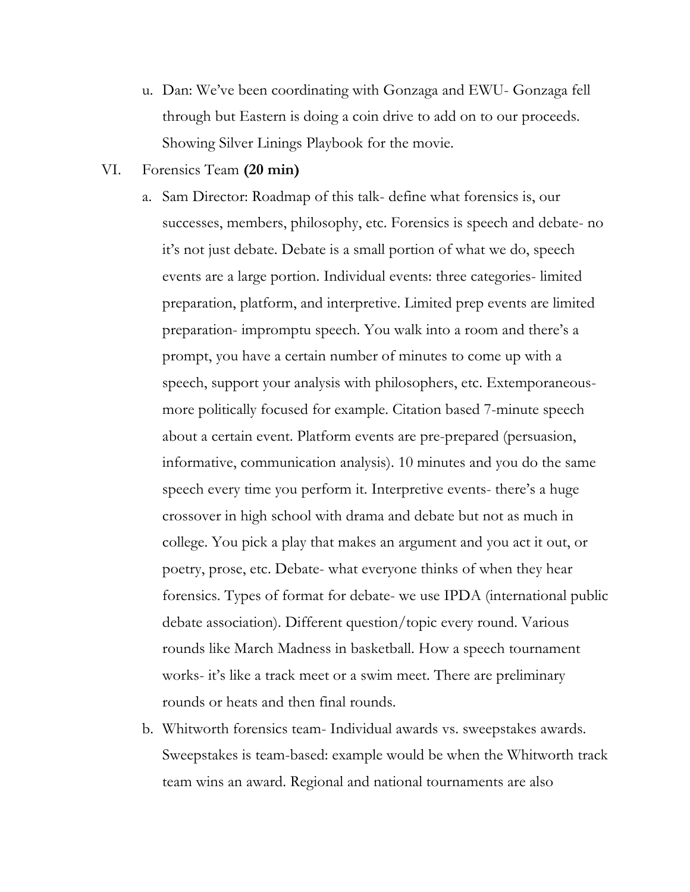u. Dan: We've been coordinating with Gonzaga and EWU- Gonzaga fell through but Eastern is doing a coin drive to add on to our proceeds. Showing Silver Linings Playbook for the movie.

VI. Forensics Team **(20 min)**

a. Sam Director: Roadmap of this talk- define what forensics is, our successes, members, philosophy, etc. Forensics is speech and debate- no it's not just debate. Debate is a small portion of what we do, speech events are a large portion. Individual events: three categories- limited preparation, platform, and interpretive. Limited prep events are limited preparation- impromptu speech. You walk into a room and there's a prompt, you have a certain number of minutes to come up with a speech, support your analysis with philosophers, etc. Extemporaneous- more politically focused for example. Citation based 7-minute speech about a certain event. Platform events are pre-prepared (persuasion, informative, communication analysis). 10 minutes and you do the same speech every time you perform it. Interpretive events- there's a huge crossover in high school with drama and debate but not as much in college. You pick a play that makes an argument and you act it out, or poetry, prose, etc. Debate- what everyone thinks of when they hear forensics. Types of format for debate- we use IPDA (international public debate association). Different question/topic every round. Various rounds like March Madness in basketball. How a speech tournament works- it's like a track meet or a swim meet. There are preliminary rounds or heats and then final rounds.

b. Whitworth forensics team- Individual awards vs. sweepstakes awards. Sweepstakes is team-based: example would be when the Whitworth track team wins an award. Regional and national tournaments are also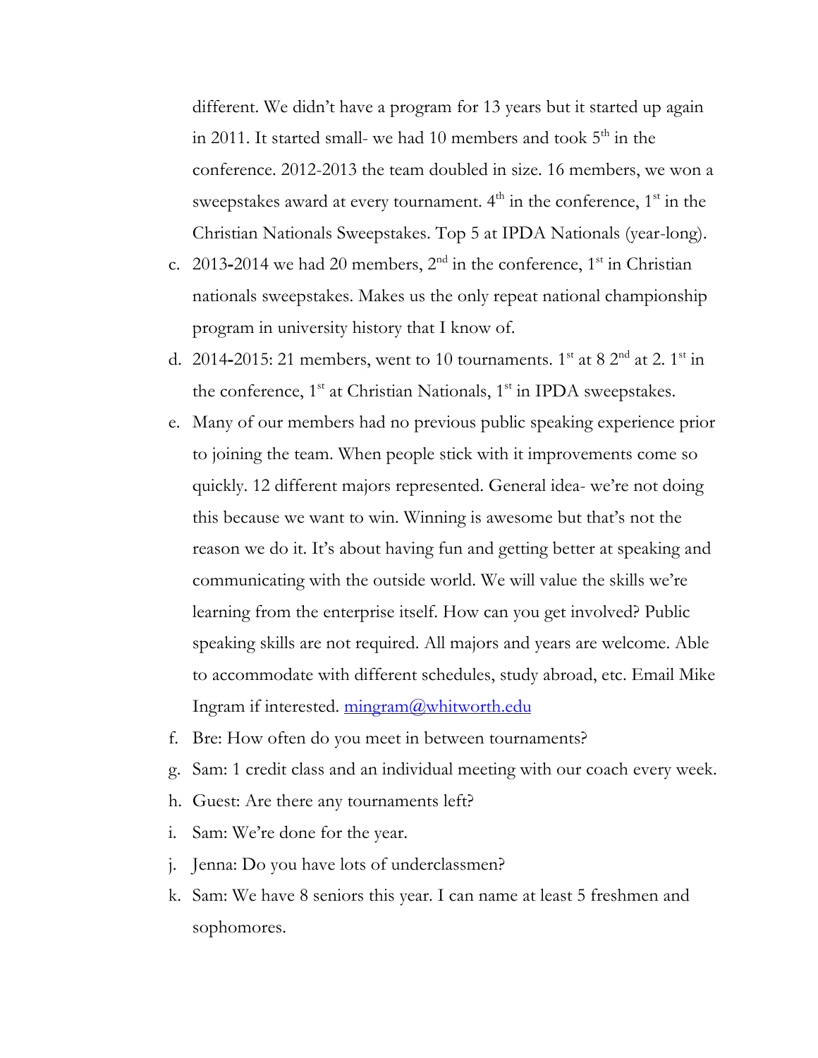different. We didn't have a program for 13 years but it started up again in 2011. It started small- we had 10 members and took 5th in the conference. 2012-2013 the team doubled in size. 16 members, we won a sweepstakes award at every tournament. 4th in the conference, 1st in the Christian Nationals Sweepstakes. Top 5 at IPDA Nationals (year-long).

c. 2013-2014 we had 20 members, 2nd in the conference, 1st in Christian nationals sweepstakes. Makes us the only repeat national championship program in university history that I know of.
d. 2014-2015: 21 members, went to 10 tournaments. 1st at 8 2nd at 2. 1st in the conference, 1st at Christian Nationals, 1st in IPDA sweepstakes.
e. Many of our members had no previous public speaking experience prior to joining the team. When people stick with it improvements come so quickly. 12 different majors represented. General idea- we're not doing this because we want to win. Winning is awesome but that's not the reason we do it. It's about having fun and getting better at speaking and communicating with the outside world. We will value the skills we're learning from the enterprise itself. How can you get involved? Public speaking skills are not required. All majors and years are welcome. Able to accommodate with different schedules, study abroad, etc. Email Mike Ingram if interested. [mingram@whitworth.edu](mailto:mingram@whitworth.edu)
f. Bre: How often do you meet in between tournaments?
g. Sam: 1 credit class and an individual meeting with our coach every week.
h. Guest: Are there any tournaments left?
i. Sam: We're done for the year.
j. Jenna: Do you have lots of underclassmen?
k. Sam: We have 8 seniors this year. I can name at least 5 freshmen and sophomores.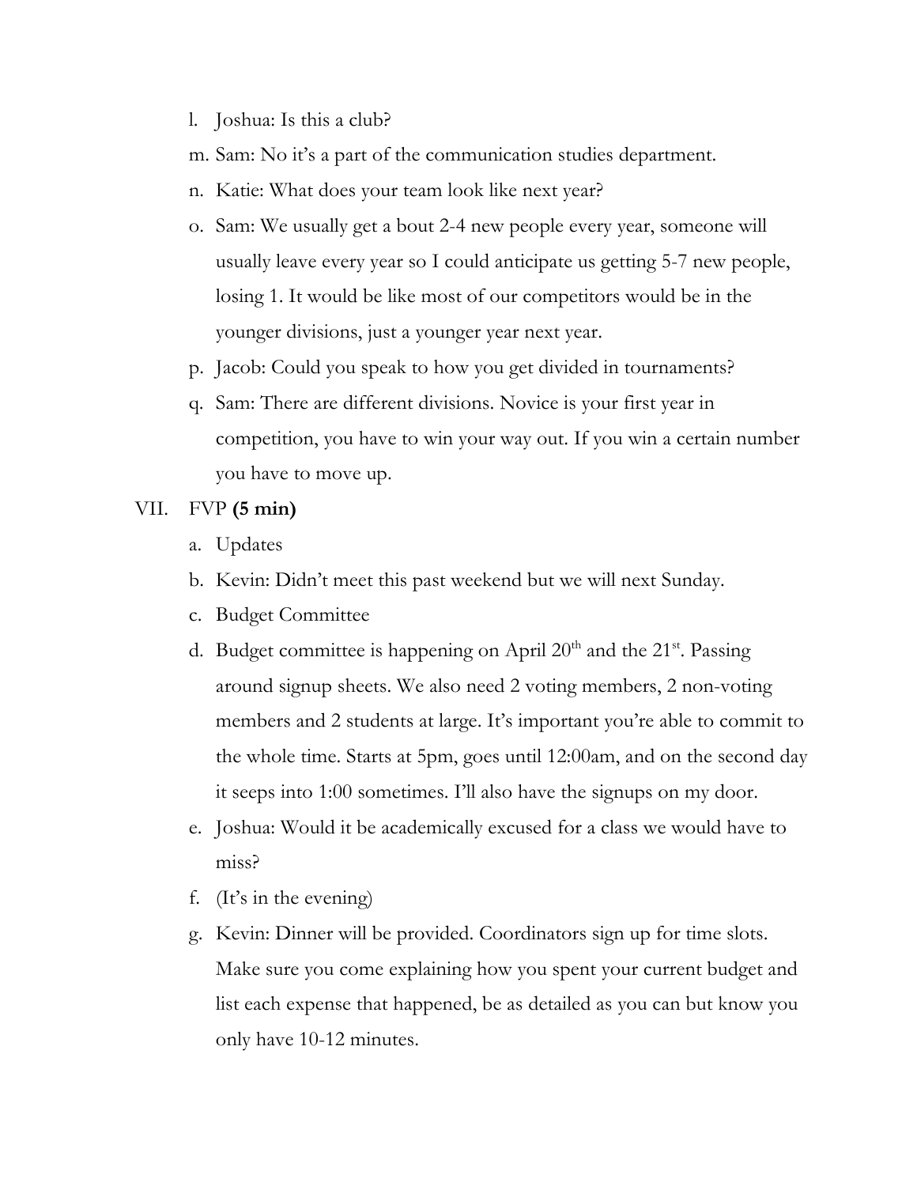l. Joshua: Is this a club?

m. Sam: No it's a part of the communication studies department.

n. Katie: What does your team look like next year?

o. Sam: We usually get a bout 2-4 new people every year, someone will usually leave every year so I could anticipate us getting 5-7 new people, losing 1. It would be like most of our competitors would be in the younger divisions, just a younger year next year.

p. Jacob: Could you speak to how you get divided in tournaments?

q. Sam: There are different divisions. Novice is your first year in competition, you have to win your way out. If you win a certain number you have to move up.

VII. FVP **(5 min)**

a. Updates

b. Kevin: Didn't meet this past weekend but we will next Sunday.

c. Budget Committee

d. Budget committee is happening on April 20th and the 21st. Passing around signup sheets. We also need 2 voting members, 2 non-voting members and 2 students at large. It's important you're able to commit to the whole time. Starts at 5pm, goes until 12:00am, and on the second day it seeps into 1:00 sometimes. I'll also have the signups on my door.

e. Joshua: Would it be academically excused for a class we would have to miss?

f. (It's in the evening)

g. Kevin: Dinner will be provided. Coordinators sign up for time slots. Make sure you come explaining how you spent your current budget and list each expense that happened, be as detailed as you can but know you only have 10-12 minutes.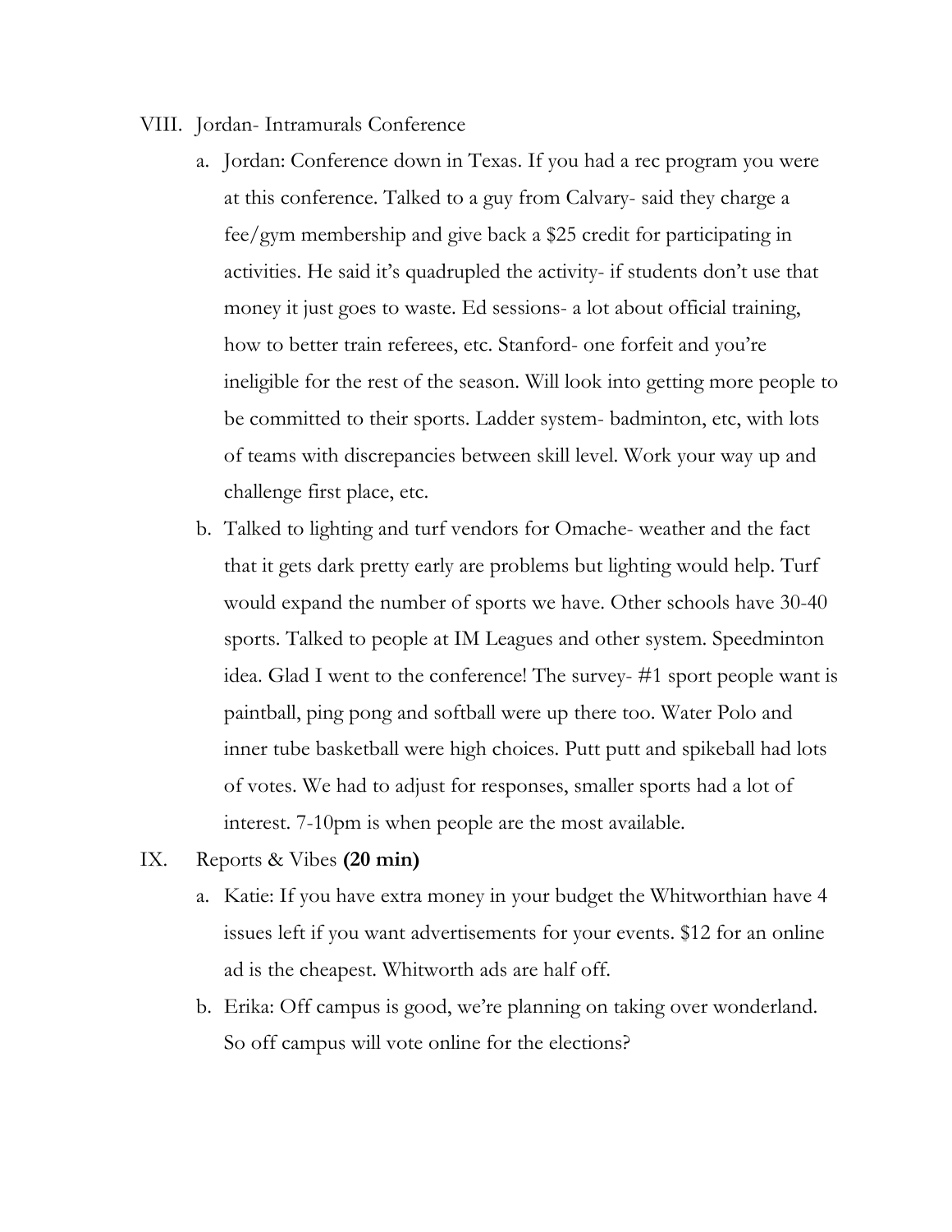VIII. Jordan- Intramurals Conference

a. Jordan: Conference down in Texas. If you had a rec program you were at this conference. Talked to a guy from Calvary- said they charge a fee/gym membership and give back a $25 credit for participating in activities. He said it's quadrupled the activity- if students don't use that money it just goes to waste. Ed sessions- a lot about official training, how to better train referees, etc. Stanford- one forfeit and you're ineligible for the rest of the season. Will look into getting more people to be committed to their sports. Ladder system- badminton, etc, with lots of teams with discrepancies between skill level. Work your way up and challenge first place, etc.

b. Talked to lighting and turf vendors for Omache- weather and the fact that it gets dark pretty early are problems but lighting would help. Turf would expand the number of sports we have. Other schools have 30-40 sports. Talked to people at IM Leagues and other system. Speedminton idea. Glad I went to the conference! The survey- #1 sport people want is paintball, ping pong and softball were up there too. Water Polo and inner tube basketball were high choices. Putt putt and spikeball had lots of votes. We had to adjust for responses, smaller sports had a lot of interest. 7-10pm is when people are the most available.

IX. Reports & Vibes **(20 min)**

a. Katie: If you have extra money in your budget the Whitworthian have 4 issues left if you want advertisements for your events. $12 for an online ad is the cheapest. Whitworth ads are half off.

b. Erika: Off campus is good, we're planning on taking over wonderland. So off campus will vote online for the elections?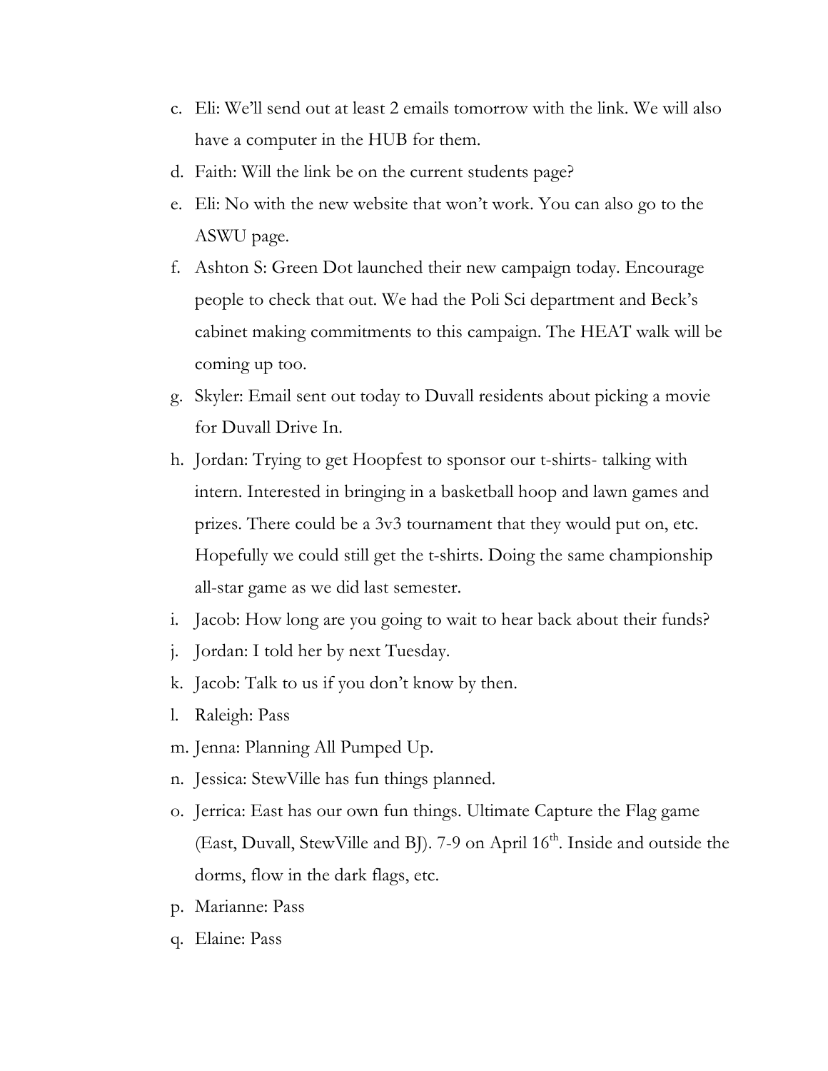c. Eli: We'll send out at least 2 emails tomorrow with the link. We will also have a computer in the HUB for them.
d. Faith: Will the link be on the current students page?
e. Eli: No with the new website that won't work. You can also go to the ASWU page.
f. Ashton S: Green Dot launched their new campaign today. Encourage people to check that out. We had the Poli Sci department and Beck's cabinet making commitments to this campaign. The HEAT walk will be coming up too.
g. Skyler: Email sent out today to Duvall residents about picking a movie for Duvall Drive In.
h. Jordan: Trying to get Hoopfest to sponsor our t-shirts- talking with intern. Interested in bringing in a basketball hoop and lawn games and prizes. There could be a 3v3 tournament that they would put on, etc. Hopefully we could still get the t-shirts. Doing the same championship all-star game as we did last semester.
i. Jacob: How long are you going to wait to hear back about their funds?
j. Jordan: I told her by next Tuesday.
k. Jacob: Talk to us if you don't know by then.
l. Raleigh: Pass
m. Jenna: Planning All Pumped Up.
n. Jessica: StewVille has fun things planned.
o. Jerrica: East has our own fun things. Ultimate Capture the Flag game (East, Duvall, StewVille and BJ). 7-9 on April 16th. Inside and outside the dorms, flow in the dark flags, etc.
p. Marianne: Pass
q. Elaine: Pass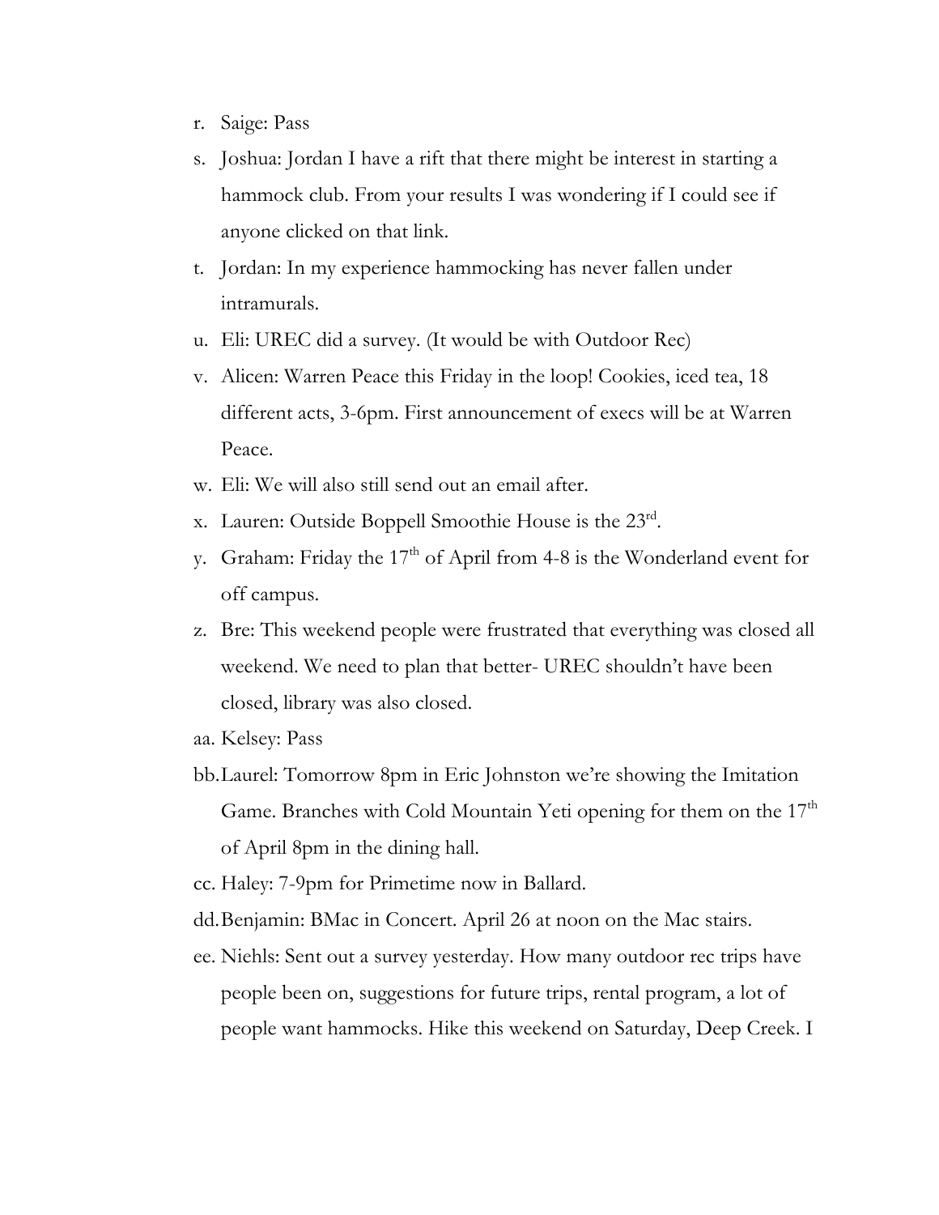r. Saige: Pass
s. Joshua: Jordan I have a rift that there might be interest in starting a hammock club. From your results I was wondering if I could see if anyone clicked on that link.
t. Jordan: In my experience hammocking has never fallen under intramurals.
u. Eli: UREC did a survey. (It would be with Outdoor Rec)
v. Alicen: Warren Peace this Friday in the loop! Cookies, iced tea, 18 different acts, 3-6pm. First announcement of execs will be at Warren Peace.
w. Eli: We will also still send out an email after.
x. Lauren: Outside Boppell Smoothie House is the 23rd.
y. Graham: Friday the 17th of April from 4-8 is the Wonderland event for off campus.
z. Bre: This weekend people were frustrated that everything was closed all weekend. We need to plan that better- UREC shouldn't have been closed, library was also closed.
aa. Kelsey: Pass
bb. Laurel: Tomorrow 8pm in Eric Johnston we're showing the Imitation Game. Branches with Cold Mountain Yeti opening for them on the 17th of April 8pm in the dining hall.
cc. Haley: 7-9pm for Primetime now in Ballard.
dd. Benjamin: BMac in Concert. April 26 at noon on the Mac stairs.
ee. Niehls: Sent out a survey yesterday. How many outdoor rec trips have people been on, suggestions for future trips, rental program, a lot of people want hammocks. Hike this weekend on Saturday, Deep Creek. I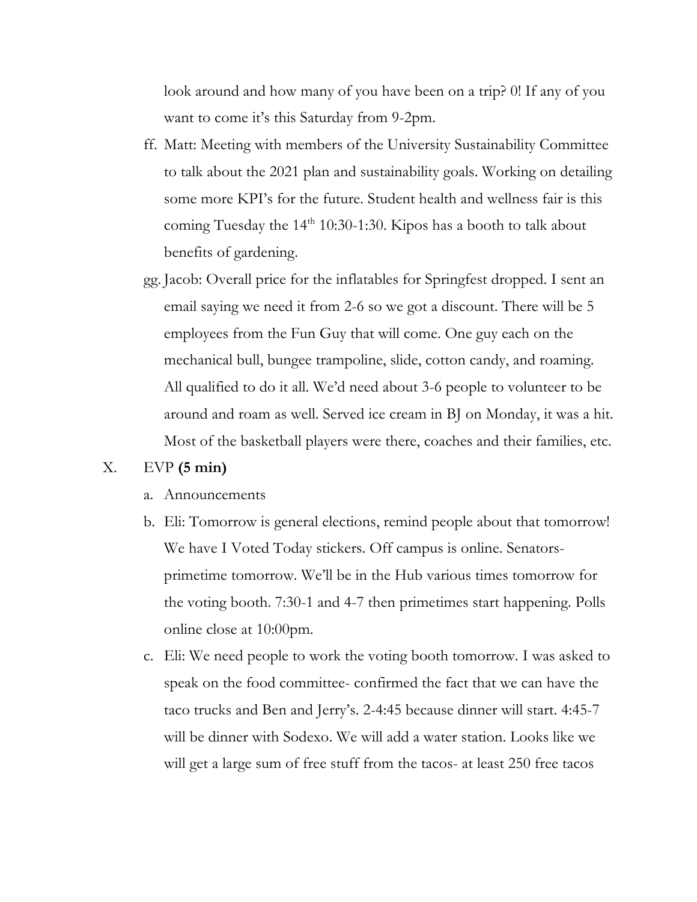look around and how many of you have been on a trip? 0! If any of you want to come it's this Saturday from 9-2pm.

ff. Matt: Meeting with members of the University Sustainability Committee to talk about the 2021 plan and sustainability goals. Working on detailing some more KPI's for the future. Student health and wellness fair is this coming Tuesday the 14th 10:30-1:30. Kipos has a booth to talk about benefits of gardening.

gg. Jacob: Overall price for the inflatables for Springfest dropped. I sent an email saying we need it from 2-6 so we got a discount. There will be 5 employees from the Fun Guy that will come. One guy each on the mechanical bull, bungee trampoline, slide, cotton candy, and roaming. All qualified to do it all. We'd need about 3-6 people to volunteer to be around and roam as well. Served ice cream in BJ on Monday, it was a hit. Most of the basketball players were there, coaches and their families, etc.

X. EVP **(5 min)**

a. Announcements

b. Eli: Tomorrow is general elections, remind people about that tomorrow! We have I Voted Today stickers. Off campus is online. Senators- primetime tomorrow. We'll be in the Hub various times tomorrow for the voting booth. 7:30-1 and 4-7 then primetimes start happening. Polls online close at 10:00pm.

c. Eli: We need people to work the voting booth tomorrow. I was asked to speak on the food committee- confirmed the fact that we can have the taco trucks and Ben and Jerry's. 2-4:45 because dinner will start. 4:45-7 will be dinner with Sodexo. We will add a water station. Looks like we will get a large sum of free stuff from the tacos- at least 250 free tacos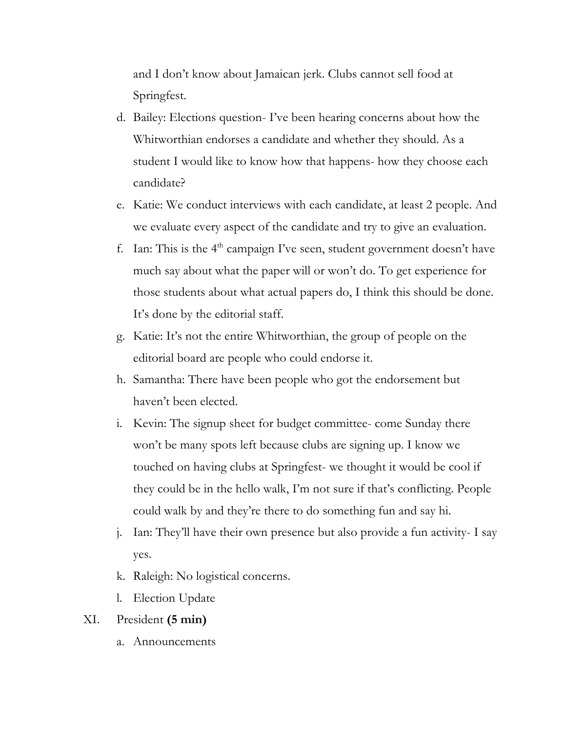and I don't know about Jamaican jerk. Clubs cannot sell food at Springfest.

d. Bailey: Elections question- I've been hearing concerns about how the Whitworthian endorses a candidate and whether they should. As a student I would like to know how that happens- how they choose each candidate?

e. Katie: We conduct interviews with each candidate, at least 2 people. And we evaluate every aspect of the candidate and try to give an evaluation.

f. Ian: This is the 4th campaign I've seen, student government doesn't have much say about what the paper will or won't do. To get experience for those students about what actual papers do, I think this should be done. It's done by the editorial staff.

g. Katie: It's not the entire Whitworthian, the group of people on the editorial board are people who could endorse it.

h. Samantha: There have been people who got the endorsement but haven't been elected.

i. Kevin: The signup sheet for budget committee- come Sunday there won't be many spots left because clubs are signing up. I know we touched on having clubs at Springfest- we thought it would be cool if they could be in the hello walk, I'm not sure if that's conflicting. People could walk by and they're there to do something fun and say hi.

j. Ian: They'll have their own presence but also provide a fun activity- I say yes.

k. Raleigh: No logistical concerns.

l. Election Update

XI. President **(5 min)**

a. Announcements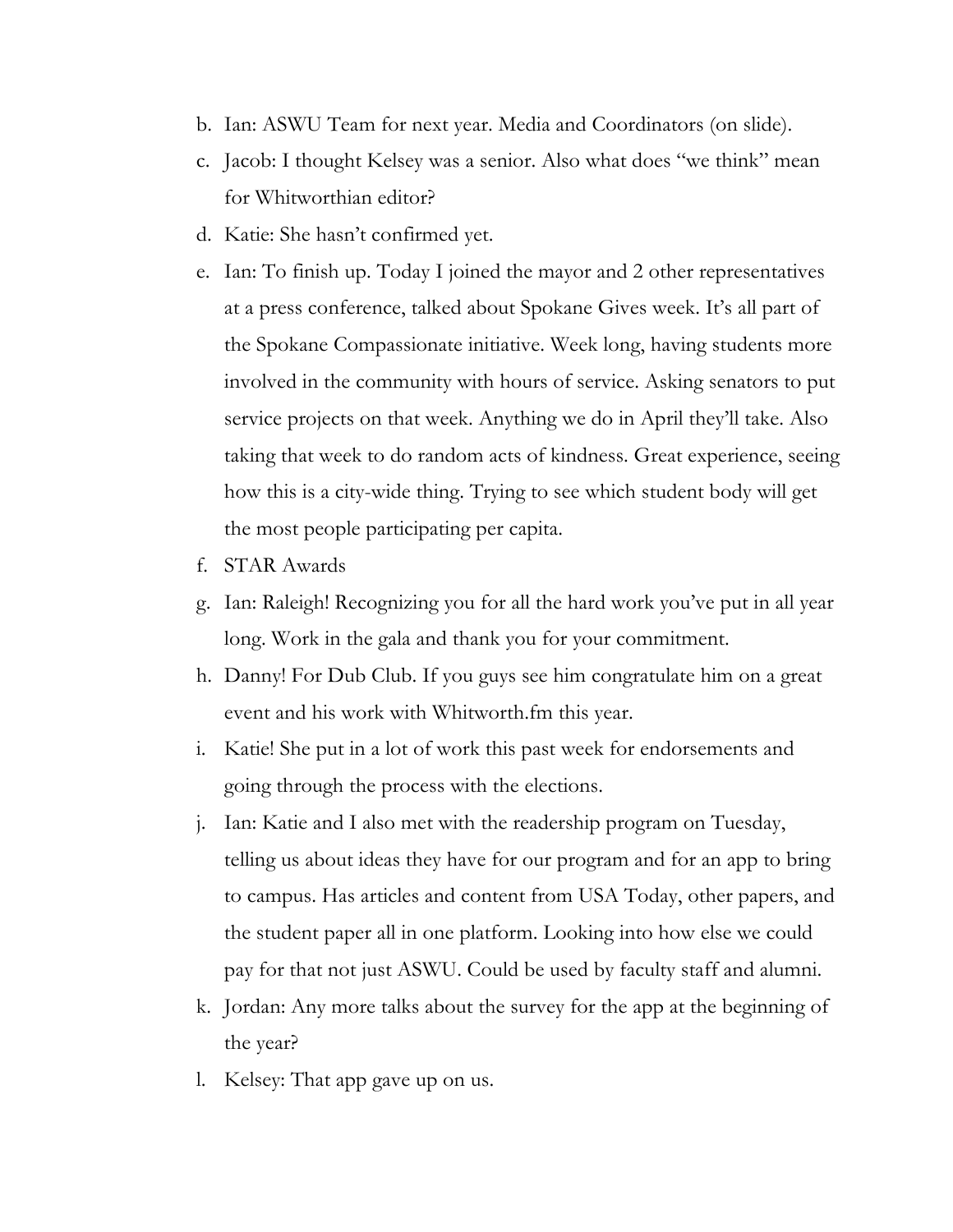b. Ian: ASWU Team for next year. Media and Coordinators (on slide).
c. Jacob: I thought Kelsey was a senior. Also what does "we think" mean for Whitworthian editor?
d. Katie: She hasn't confirmed yet.
e. Ian: To finish up. Today I joined the mayor and 2 other representatives at a press conference, talked about Spokane Gives week. It's all part of the Spokane Compassionate initiative. Week long, having students more involved in the community with hours of service. Asking senators to put service projects on that week. Anything we do in April they'll take. Also taking that week to do random acts of kindness. Great experience, seeing how this is a city-wide thing. Trying to see which student body will get the most people participating per capita.
f. STAR Awards
g. Ian: Raleigh! Recognizing you for all the hard work you've put in all year long. Work in the gala and thank you for your commitment.
h. Danny! For Dub Club. If you guys see him congratulate him on a great event and his work with Whitworth.fm this year.
i. Katie! She put in a lot of work this past week for endorsements and going through the process with the elections.
j. Ian: Katie and I also met with the readership program on Tuesday, telling us about ideas they have for our program and for an app to bring to campus. Has articles and content from USA Today, other papers, and the student paper all in one platform. Looking into how else we could pay for that not just ASWU. Could be used by faculty staff and alumni.
k. Jordan: Any more talks about the survey for the app at the beginning of the year?
l. Kelsey: That app gave up on us.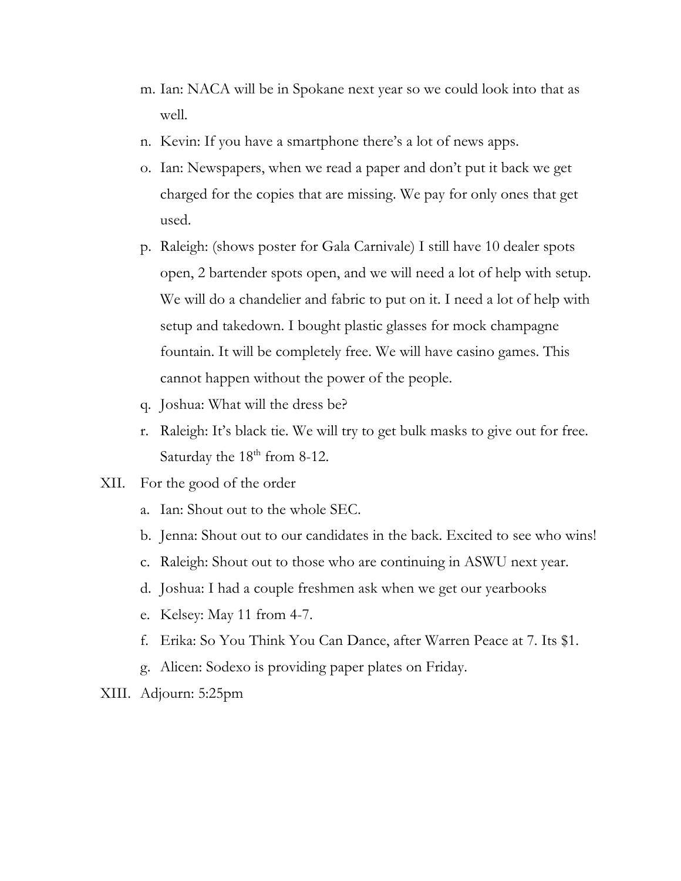m. Ian: NACA will be in Spokane next year so we could look into that as well.

n. Kevin: If you have a smartphone there's a lot of news apps.

o. Ian: Newspapers, when we read a paper and don't put it back we get charged for the copies that are missing. We pay for only ones that get used.

p. Raleigh: (shows poster for Gala Carnivale) I still have 10 dealer spots open, 2 bartender spots open, and we will need a lot of help with setup. We will do a chandelier and fabric to put on it. I need a lot of help with setup and takedown. I bought plastic glasses for mock champagne fountain. It will be completely free. We will have casino games. This cannot happen without the power of the people.

q. Joshua: What will the dress be?

r. Raleigh: It's black tie. We will try to get bulk masks to give out for free. Saturday the 18th from 8-12.

XII. For the good of the order

a. Ian: Shout out to the whole SEC.

b. Jenna: Shout out to our candidates in the back. Excited to see who wins!

c. Raleigh: Shout out to those who are continuing in ASWU next year.

d. Joshua: I had a couple freshmen ask when we get our yearbooks

e. Kelsey: May 11 from 4-7.

f. Erika: So You Think You Can Dance, after Warren Peace at 7. Its $1.

g. Alicen: Sodexo is providing paper plates on Friday.

XIII. Adjourn: 5:25pm